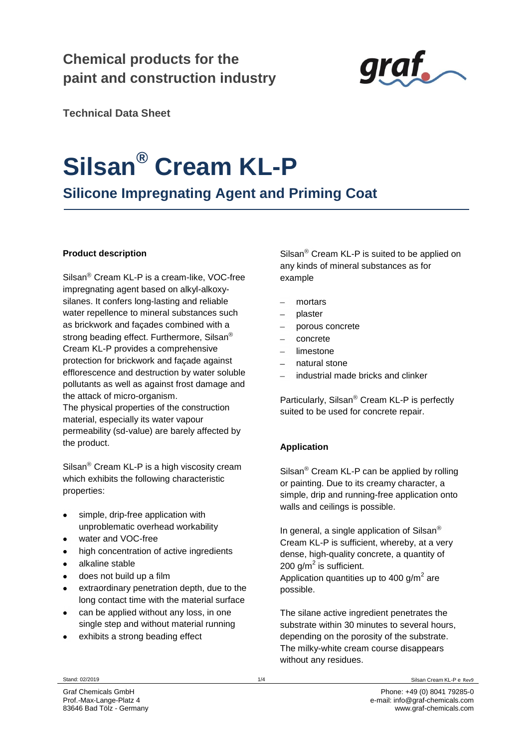## Chemical products for the paint and construction industry

**Technical Data Sheet**

# Silsan® Cream KL-P

## Silicone Impregnating Agent and Priming Coat

### Product description

Silsan® Cream KL-P is a cream-like, VOC-free impregnating agent based on alkyl-alkoxy-silanes. It confers long-lasting and reliable water repellence to mineral substances such as brickwork and façades combined with a strong beading effect. Furthermore, Silsan® Cream KL-P provides a comprehensive protection for brickwork and façade against efflorescence and destruction by water soluble pollutants as well as against frost damage and the attack of micro-organism.
The physical properties of the construction material, especially its water vapour permeability (sd-value) are barely affected by the product.

Silsan® Cream KL-P is a high viscosity cream which exhibits the following characteristic properties:

- simple, drip-free application with unproblematic overhead workability
- water and VOC-free
- high concentration of active ingredients
- alkaline stable
- does not build up a film
- extraordinary penetration depth, due to the long contact time with the material surface
- can be applied without any loss, in one single step and without material running
- exhibits a strong beading effect

Silsan® Cream KL-P is suited to be applied on any kinds of mineral substances as for example

- mortars
- plaster
- porous concrete
- concrete
- limestone
- natural stone
- industrial made bricks and clinker

Particularly, Silsan® Cream KL-P is perfectly suited to be used for concrete repair.

### Application

Silsan® Cream KL-P can be applied by rolling or painting. Due to its creamy character, a simple, drip and running-free application onto walls and ceilings is possible.

In general, a single application of Silsan® Cream KL-P is sufficient, whereby, at a very dense, high-quality concrete, a quantity of 200 g/m$^2$ is sufficient.
Application quantities up to 400 g/m$^2$ are possible.

The silane active ingredient penetrates the substrate within 30 minutes to several hours, depending on the porosity of the substrate. The milky-white cream course disappears without any residues.

Stand: 02/2019

Graf Chemicals GmbH
Prof.-Max-Lange-Platz 4
83646 Bad Tölz - Germany

Phone: +49 (0) 8041 79285-0
e-mail: info@graf-chemicals.com
www.graf-chemicals.com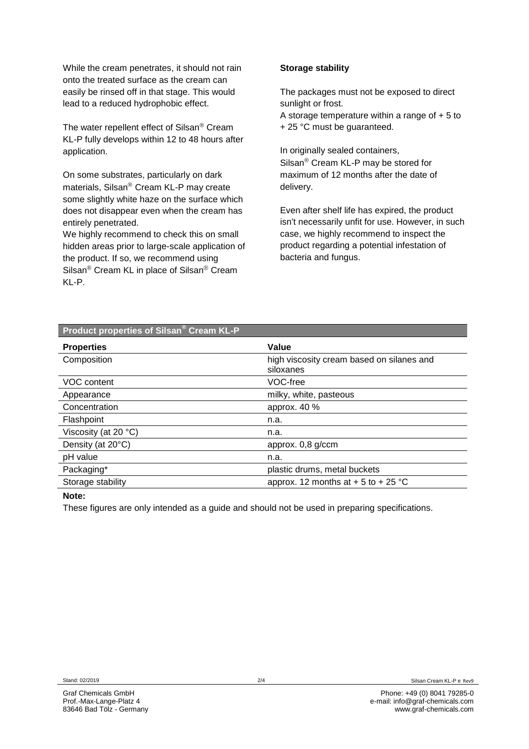While the cream penetrates, it should not rain onto the treated surface as the cream can easily be rinsed off in that stage. This would lead to a reduced hydrophobic effect.

The water repellent effect of Silsan® Cream KL-P fully develops within 12 to 48 hours after application.

On some substrates, particularly on dark materials, Silsan® Cream KL-P may create some slightly white haze on the surface which does not disappear even when the cream has entirely penetrated.
We highly recommend to check this on small hidden areas prior to large-scale application of the product. If so, we recommend using Silsan® Cream KL in place of Silsan® Cream KL-P.

**Storage stability**

The packages must not be exposed to direct sunlight or frost.
A storage temperature within a range of + 5 to + 25 °C must be guaranteed.

In originally sealed containers, Silsan® Cream KL-P may be stored for maximum of 12 months after the date of delivery.

Even after shelf life has expired, the product isn't necessarily unfit for use. However, in such case, we highly recommend to inspect the product regarding a potential infestation of bacteria and fungus.

**Product properties of Silsan® Cream KL-P**

| **Properties** | **Value** |
|---|---|
| Composition | high viscosity cream based on silanes and siloxanes |
| VOC content | VOC-free |
| Appearance | milky, white, pasteous |
| Concentration | approx. 40 % |
| Flashpoint | n.a. |
| Viscosity (at 20 °C) | n.a. |
| Density (at 20°C) | approx. 0,8 g/ccm |
| pH value | n.a. |
| Packaging* | plastic drums, metal buckets |
| Storage stability | approx. 12 months at + 5 to + 25 °C |

**Note:**

These figures are only intended as a guide and should not be used in preparing specifications.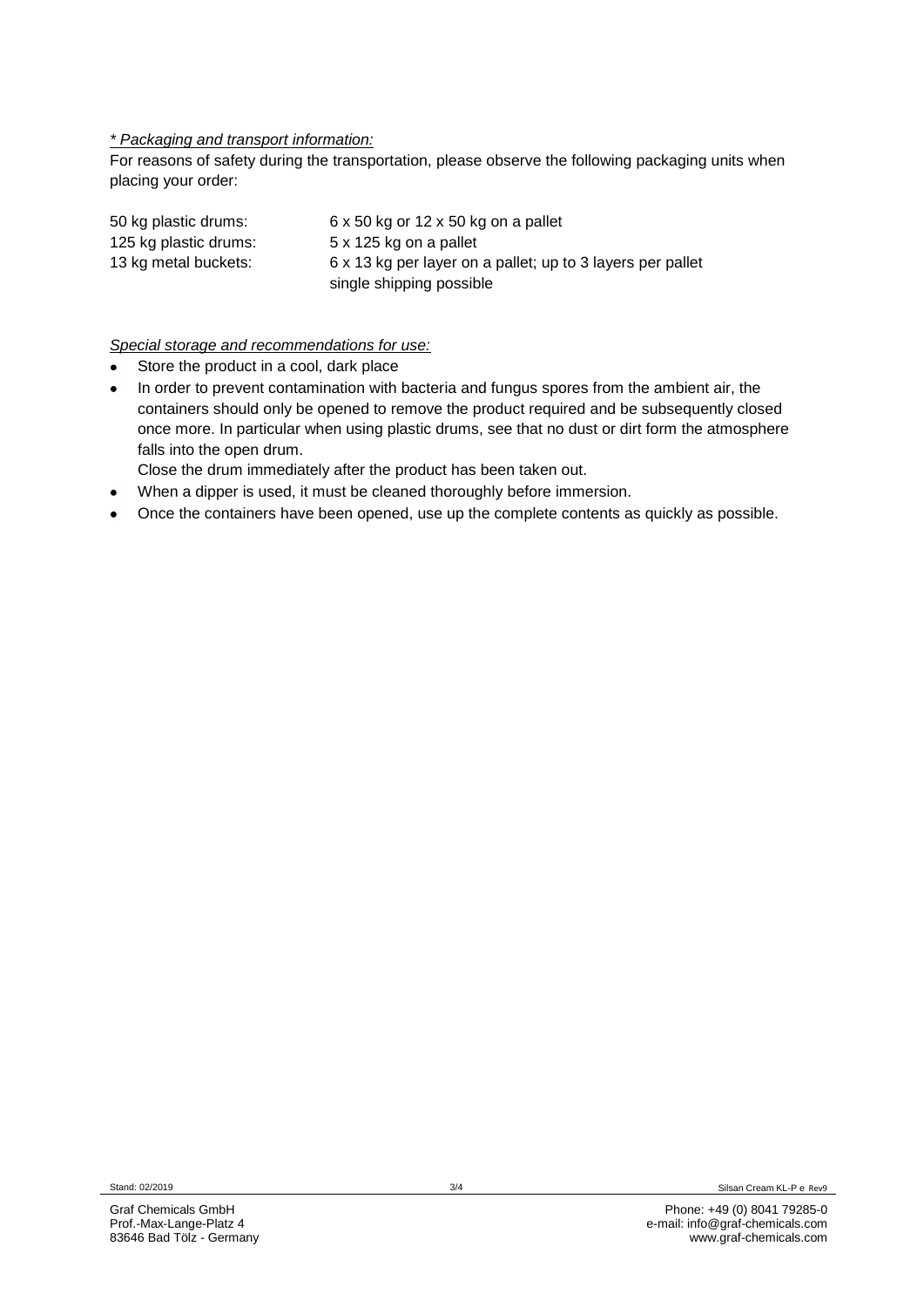*\* Packaging and transport information:*

For reasons of safety during the transportation, please observe the following packaging units when placing your order:

| | |
|---|---|
| 50 kg plastic drums: | 6 x 50 kg or 12 x 50 kg on a pallet |
| 125 kg plastic drums: | 5 x 125 kg on a pallet |
| 13 kg metal buckets: | 6 x 13 kg per layer on a pallet; up to 3 layers per pallet single shipping possible |

*Special storage and recommendations for use:*

- Store the product in a cool, dark place
- In order to prevent contamination with bacteria and fungus spores from the ambient air, the containers should only be opened to remove the product required and be subsequently closed once more. In particular when using plastic drums, see that no dust or dirt form the atmosphere falls into the open drum.
  Close the drum immediately after the product has been taken out.
- When a dipper is used, it must be cleaned thoroughly before immersion.
- Once the containers have been opened, use up the complete contents as quickly as possible.

Graf Chemicals GmbH
Prof.-Max-Lange-Platz 4
83646 Bad Tölz - Germany

Phone: +49 (0) 8041 79285-0
e-mail: info@graf-chemicals.com
www.graf-chemicals.com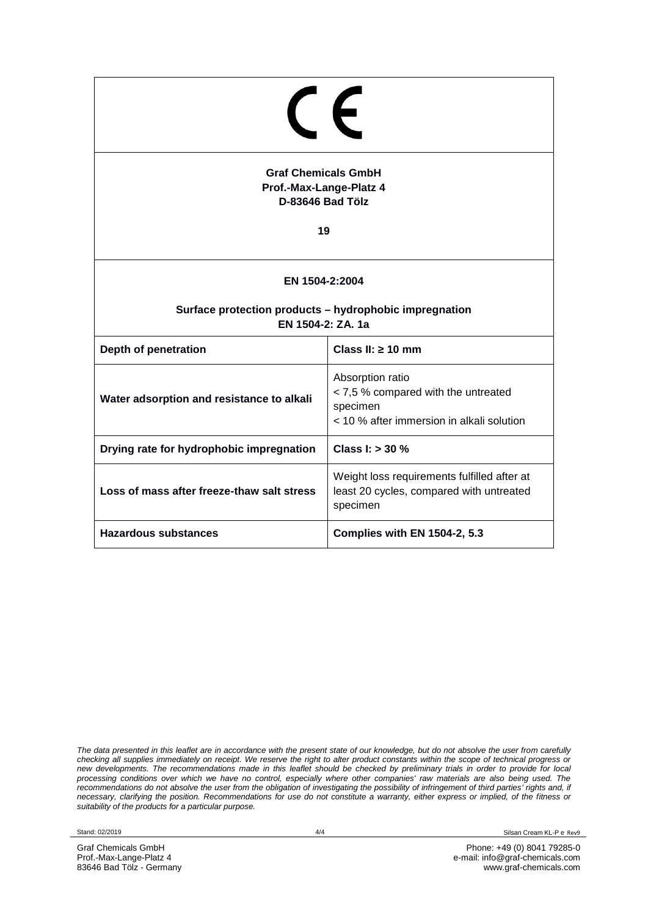CE

**Graf Chemicals GmbH**
**Prof.-Max-Lange-Platz 4**
**D-83646 Bad Tölz**

**19**

**EN 1504-2:2004**

**Surface protection products – hydrophobic impregnation**
**EN 1504-2: ZA. 1a**

| | |
|---|---|
| **Depth of penetration** | **Class II: ≥ 10 mm** |
| **Water adsorption and resistance to alkali** | Absorption ratio<br>< 7,5 % compared with the untreated specimen<br>< 10 % after immersion in alkali solution |
| **Drying rate for hydrophobic impregnation** | **Class I: > 30 %** |
| **Loss of mass after freeze-thaw salt stress** | Weight loss requirements fulfilled after at least 20 cycles, compared with untreated specimen |
| **Hazardous substances** | **Complies with EN 1504-2, 5.3** |

*The data presented in this leaflet are in accordance with the present state of our knowledge, but do not absolve the user from carefully checking all supplies immediately on receipt. We reserve the right to alter product constants within the scope of technical progress or new developments. The recommendations made in this leaflet should be checked by preliminary trials in order to provide for local processing conditions over which we have no control, especially where other companies' raw materials are also being used. The recommendations do not absolve the user from the obligation of investigating the possibility of infringement of third parties' rights and, if necessary, clarifying the position. Recommendations for use do not constitute a warranty, either express or implied, of the fitness or suitability of the products for a particular purpose.*